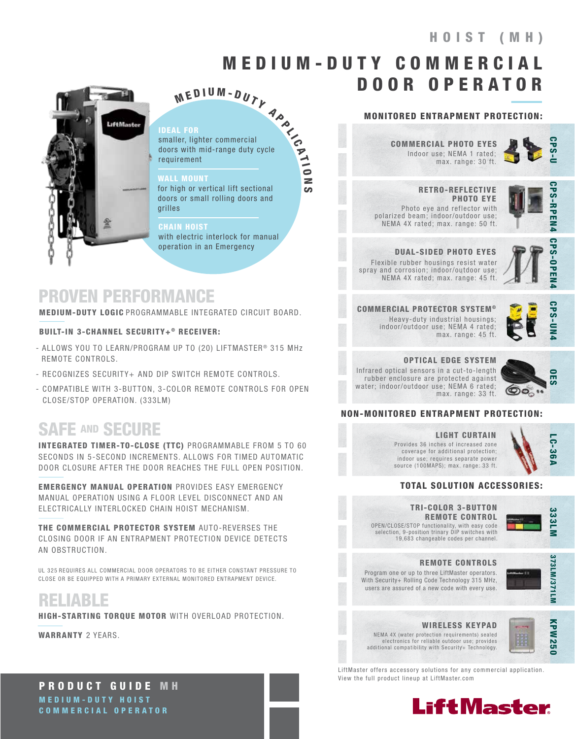# HOIST (MH)

# MEDIUM-DUTY COMMERCIAL DOOR OPERATOR

## MEDIUM-DUTY APPLICATIONS

**IDEAL FOR**
smaller, lighter commercial doors with mid-range duty cycle requirement

**WALL MOUNT**
for high or vertical lift sectional doors or small rolling doors and grilles

**CHAIN HOIST**
with electric interlock for manual operation in an Emergency

## PROVEN PERFORMANCE

**MEDIUM-DUTY LOGIC** PROGRAMMABLE INTEGRATED CIRCUIT BOARD.

**BUILT-IN 3-CHANNEL SECURITY+® RECEIVER:**

- ALLOWS YOU TO LEARN/PROGRAM UP TO (20) LIFTMASTER® 315 MHz REMOTE CONTROLS.
- RECOGNIZES SECURITY+ AND DIP SWITCH REMOTE CONTROLS.
- COMPATIBLE WITH 3-BUTTON, 3-COLOR REMOTE CONTROLS FOR OPEN CLOSE/STOP OPERATION. (333LM)

## SAFE AND SECURE

**INTEGRATED TIMER-TO-CLOSE (TTC)** PROGRAMMABLE FROM 5 TO 60 SECONDS IN 5-SECOND INCREMENTS. ALLOWS FOR TIMED AUTOMATIC DOOR CLOSURE AFTER THE DOOR REACHES THE FULL OPEN POSITION.

**EMERGENCY MANUAL OPERATION** PROVIDES EASY EMERGENCY MANUAL OPERATION USING A FLOOR LEVEL DISCONNECT AND AN ELECTRICALLY INTERLOCKED CHAIN HOIST MECHANISM.

**THE COMMERCIAL PROTECTOR SYSTEM** AUTO-REVERSES THE CLOSING DOOR IF AN ENTRAPMENT PROTECTION DEVICE DETECTS AN OBSTRUCTION.

UL 325 REQUIRES ALL COMMERCIAL DOOR OPERATORS TO BE EITHER CONSTANT PRESSURE TO CLOSE OR BE EQUIPPED WITH A PRIMARY EXTERNAL MONITORED ENTRAPMENT DEVICE.

## RELIABLE

**HIGH-STARTING TORQUE MOTOR** WITH OVERLOAD PROTECTION.

**WARRANTY** 2 YEARS.

## MONITORED ENTRAPMENT PROTECTION:

**COMMERCIAL PHOTO EYES** — CPS-U
Indoor use; NEMA 1 rated; max. range: 30 ft.

**RETRO-REFLECTIVE PHOTO EYE** — CPS-RPEN4
Photo eye and reflector with polarized beam; indoor/outdoor use; NEMA 4X rated; max. range: 50 ft.

**DUAL-SIDED PHOTO EYES** — CPS-OPEN4
Flexible rubber housings resist water spray and corrosion; indoor/outdoor use; NEMA 4X rated; max. range: 45 ft.

**COMMERCIAL PROTECTOR SYSTEM®** — CPS-UN4
Heavy-duty industrial housings; indoor/outdoor use; NEMA 4 rated; max. range: 45 ft.

**OPTICAL EDGE SYSTEM** — OES
Infrared optical sensors in a cut-to-length rubber enclosure are protected against water; indoor/outdoor use; NEMA 6 rated; max. range: 33 ft.

## NON-MONITORED ENTRAPMENT PROTECTION:

**LIGHT CURTAIN** — LC-36A
Provides 36 inches of increased zone coverage for additional protection; indoor use; requires separate power source (100MAPS); max. range: 33 ft.

## TOTAL SOLUTION ACCESSORIES:

**TRI-COLOR 3-BUTTON REMOTE CONTROL** — 333LM
OPEN/CLOSE/STOP functionality, with easy code selection, 9-position trinary DIP switches with 19,683 changeable codes per channel.

**REMOTE CONTROLS** — 373LM/371LM
Program one or up to three LiftMaster operators. With Security+ Rolling Code Technology 315 MHz, users are assured of a new code with every use.

**WIRELESS KEYPAD** — KPW250
NEMA 4X (water protection requirements) sealed electronics for reliable outdoor use; provides additional compatibility with Security+ Technology.

LiftMaster offers accessory solutions for any commercial application. View the full product lineup at LiftMaster.com

**PRODUCT GUIDE MH**
MEDIUM-DUTY HOIST COMMERCIAL OPERATOR

LiftMaster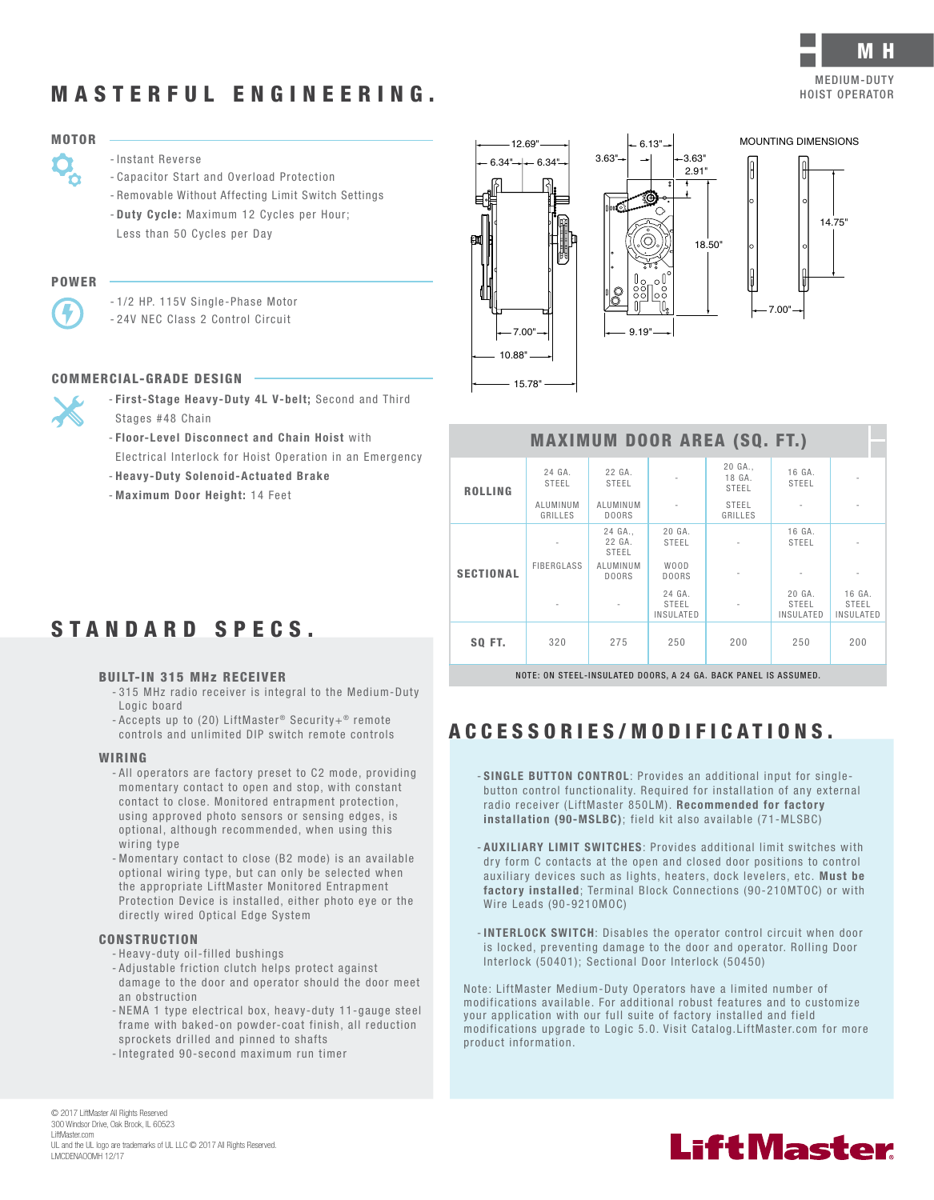# MASTERFUL ENGINEERING.

**MH**
MEDIUM-DUTY HOIST OPERATOR

## MOTOR

- Instant Reverse
- Capacitor Start and Overload Protection
- Removable Without Affecting Limit Switch Settings
- **Duty Cycle:** Maximum 12 Cycles per Hour; Less than 50 Cycles per Day

## POWER

- 1/2 HP. 115V Single-Phase Motor
- 24V NEC Class 2 Control Circuit

## COMMERCIAL-GRADE DESIGN

- **First-Stage Heavy-Duty 4L V-belt;** Second and Third Stages #48 Chain
- **Floor-Level Disconnect and Chain Hoist** with Electrical Interlock for Hoist Operation in an Emergency
- **Heavy-Duty Solenoid-Actuated Brake**
- **Maximum Door Height:** 14 Feet

12.69"
6.34"
6.34"
7.00"
10.88"
15.78"
6.13"
3.63"
3.63"
2.91"
18.50"
9.19"
MOUNTING DIMENSIONS
14.75"
7.00"

## MAXIMUM DOOR AREA (SQ. FT.)

| | | | | | | |
|---|---|---|---|---|---|---|
| **ROLLING** | 24 GA. STEEL | 22 GA. STEEL | - | 20 GA., 18 GA. STEEL | 16 GA. STEEL | - |
| | ALUMINUM GRILLES | ALUMINUM DOORS | - | STEEL GRILLES | - | - |
| **SECTIONAL** | - | 24 GA., 22 GA. STEEL | 20 GA. STEEL | - | 16 GA. STEEL | - |
| | FIBERGLASS | ALUMINUM DOORS | WOOD DOORS | - | - | - |
| | - | - | 24 GA. STEEL INSULATED | - | 20 GA. STEEL INSULATED | 16 GA. STEEL INSULATED |
| **SQ FT.** | 320 | 275 | 250 | 200 | 250 | 200 |

NOTE: ON STEEL-INSULATED DOORS, A 24 GA. BACK PANEL IS ASSUMED.

# STANDARD SPECS.

### BUILT-IN 315 MHz RECEIVER

- 315 MHz radio receiver is integral to the Medium-Duty Logic board
- Accepts up to (20) LiftMaster® Security+® remote controls and unlimited DIP switch remote controls

### WIRING

- All operators are factory preset to C2 mode, providing momentary contact to open and stop, with constant contact to close. Monitored entrapment protection, using approved photo sensors or sensing edges, is optional, although recommended, when using this wiring type
- Momentary contact to close (B2 mode) is an available optional wiring type, but can only be selected when the appropriate LiftMaster Monitored Entrapment Protection Device is installed, either photo eye or the directly wired Optical Edge System

### CONSTRUCTION

- Heavy-duty oil-filled bushings
- Adjustable friction clutch helps protect against damage to the door and operator should the door meet an obstruction
- NEMA 1 type electrical box, heavy-duty 11-gauge steel frame with baked-on powder-coat finish, all reduction sprockets drilled and pinned to shafts
- Integrated 90-second maximum run timer

# ACCESSORIES/MODIFICATIONS.

- **SINGLE BUTTON CONTROL**: Provides an additional input for single-button control functionality. Required for installation of any external radio receiver (LiftMaster 850LM). **Recommended for factory installation (90-MSLBC)**; field kit also available (71-MLSBC)
- **AUXILIARY LIMIT SWITCHES**: Provides additional limit switches with dry form C contacts at the open and closed door positions to control auxiliary devices such as lights, heaters, dock levelers, etc. **Must be factory installed**; Terminal Block Connections (90-210MTOC) or with Wire Leads (90-9210MOC)
- **INTERLOCK SWITCH**: Disables the operator control circuit when door is locked, preventing damage to the door and operator. Rolling Door Interlock (50401); Sectional Door Interlock (50450)

Note: LiftMaster Medium-Duty Operators have a limited number of modifications available. For additional robust features and to customize your application with our full suite of factory installed and field modifications upgrade to Logic 5.0. Visit Catalog.LiftMaster.com for more product information.

© 2017 LiftMaster All Rights Reserved
300 Windsor Drive, Oak Brook, IL 60523
LiftMaster.com
UL and the UL logo are trademarks of UL LLC © 2017 All Rights Reserved.
LMCDENAOOMH 12/17

LiftMaster